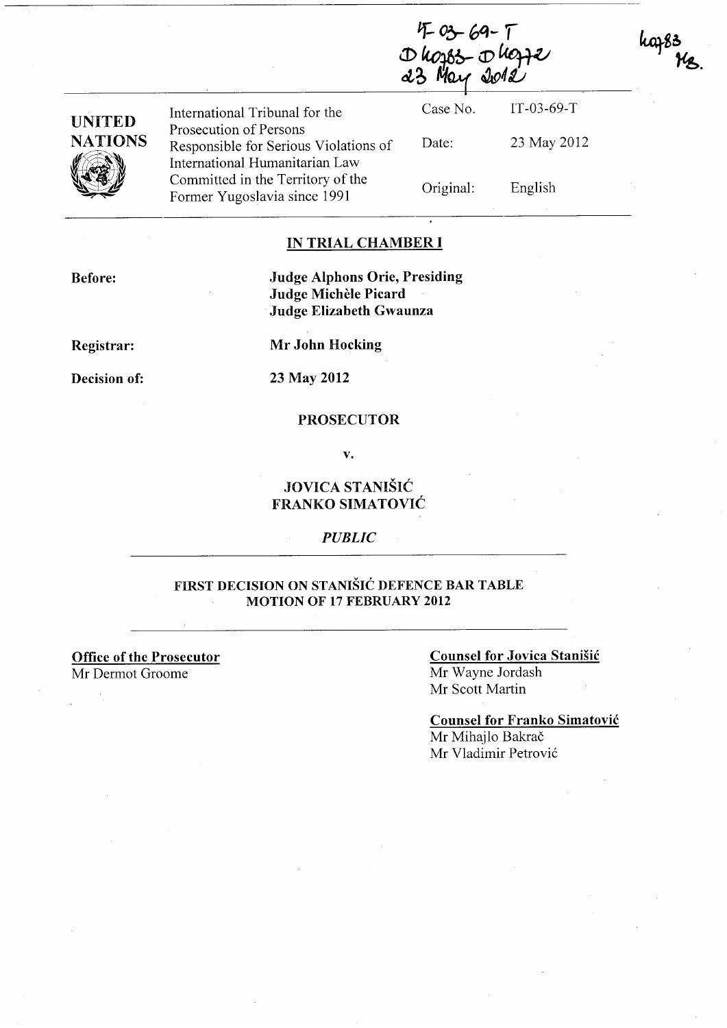IT-03-69-T
D40283-D40272
23 May 2012

40283
MB.

| UNITED NATIONS | International Tribunal for the Prosecution of Persons Responsible for Serious Violations of International Humanitarian Law Committed in the Territory of the Former Yugoslavia since 1991 | Case No. | IT-03-69-T |
|---|---|---|---|
| | | Date: | 23 May 2012 |
| | | Original: | English |

## IN TRIAL CHAMBER I

**Before:**

**Judge Alphons Orie, Presiding**
**Judge Michèle Picard**
**Judge Elizabeth Gwaunza**

**Registrar:** **Mr John Hocking**

**Decision of:** **23 May 2012**

**PROSECUTOR**

**v.**

**JOVICA STANIŠIĆ**
**FRANKO SIMATOVIĆ**

*PUBLIC*

## FIRST DECISION ON STANIŠIĆ DEFENCE BAR TABLE MOTION OF 17 FEBRUARY 2012

**Office of the Prosecutor**
Mr Dermot Groome

**Counsel for Jovica Stanišić**
Mr Wayne Jordash
Mr Scott Martin

**Counsel for Franko Simatović**
Mr Mihajlo Bakrač
Mr Vladimir Petrović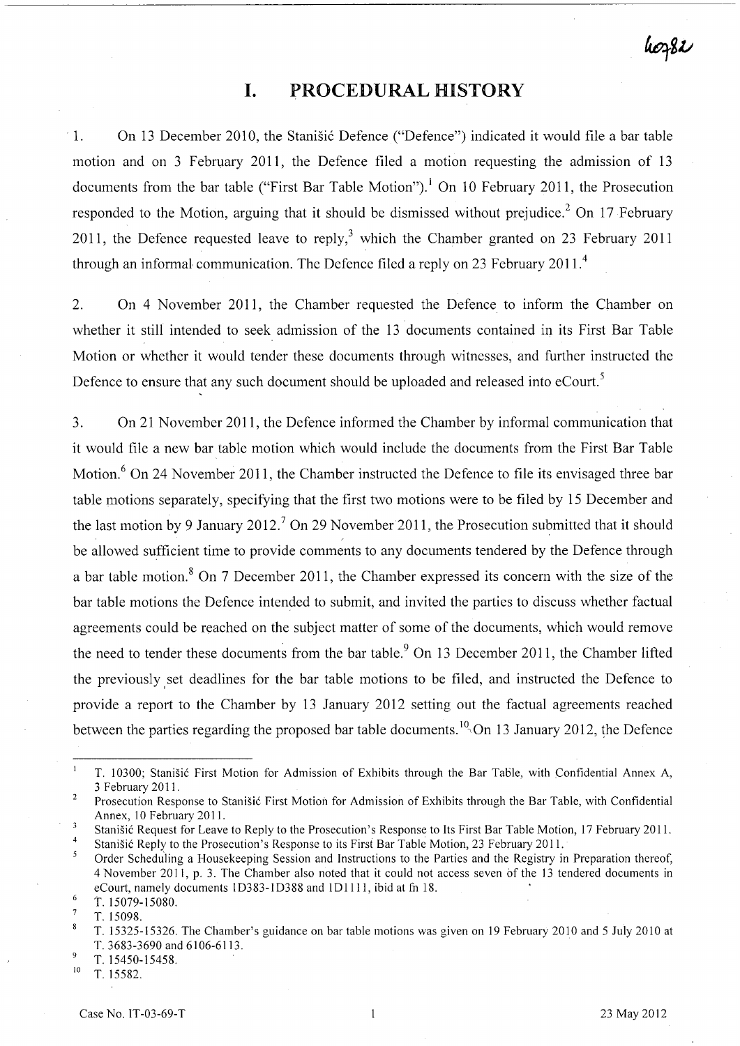# I. PROCEDURAL HISTORY

1. On 13 December 2010, the Stanišić Defence ("Defence") indicated it would file a bar table motion and on 3 February 2011, the Defence filed a motion requesting the admission of 13 documents from the bar table ("First Bar Table Motion").[1] On 10 February 2011, the Prosecution responded to the Motion, arguing that it should be dismissed without prejudice.[2] On 17 February 2011, the Defence requested leave to reply,[3] which the Chamber granted on 23 February 2011 through an informal communication. The Defence filed a reply on 23 February 2011.[4]

2. On 4 November 2011, the Chamber requested the Defence to inform the Chamber on whether it still intended to seek admission of the 13 documents contained in its First Bar Table Motion or whether it would tender these documents through witnesses, and further instructed the Defence to ensure that any such document should be uploaded and released into eCourt.[5]

3. On 21 November 2011, the Defence informed the Chamber by informal communication that it would file a new bar table motion which would include the documents from the First Bar Table Motion.[6] On 24 November 2011, the Chamber instructed the Defence to file its envisaged three bar table motions separately, specifying that the first two motions were to be filed by 15 December and the last motion by 9 January 2012.[7] On 29 November 2011, the Prosecution submitted that it should be allowed sufficient time to provide comments to any documents tendered by the Defence through a bar table motion.[8] On 7 December 2011, the Chamber expressed its concern with the size of the bar table motions the Defence intended to submit, and invited the parties to discuss whether factual agreements could be reached on the subject matter of some of the documents, which would remove the need to tender these documents from the bar table.[9] On 13 December 2011, the Chamber lifted the previously set deadlines for the bar table motions to be filed, and instructed the Defence to provide a report to the Chamber by 13 January 2012 setting out the factual agreements reached between the parties regarding the proposed bar table documents.[10] On 13 January 2012, the Defence

---

[1] T. 10300; Stanišić First Motion for Admission of Exhibits through the Bar Table, with Confidential Annex A, 3 February 2011.

[2] Prosecution Response to Stanišić First Motion for Admission of Exhibits through the Bar Table, with Confidential Annex, 10 February 2011.

[3] Stanišić Request for Leave to Reply to the Prosecution's Response to Its First Bar Table Motion, 17 February 2011.

[4] Stanišić Reply to the Prosecution's Response to its First Bar Table Motion, 23 February 2011.

[5] Order Scheduling a Housekeeping Session and Instructions to the Parties and the Registry in Preparation thereof, 4 November 2011, p. 3. The Chamber also noted that it could not access seven of the 13 tendered documents in eCourt, namely documents 1D383-1D388 and 1D1111, ibid at fn 18.

[6] T. 15079-15080.

[7] T. 15098.

[8] T. 15325-15326. The Chamber's guidance on bar table motions was given on 19 February 2010 and 5 July 2010 at T. 3683-3690 and 6106-6113.

[9] T. 15450-15458.

[10] T. 15582.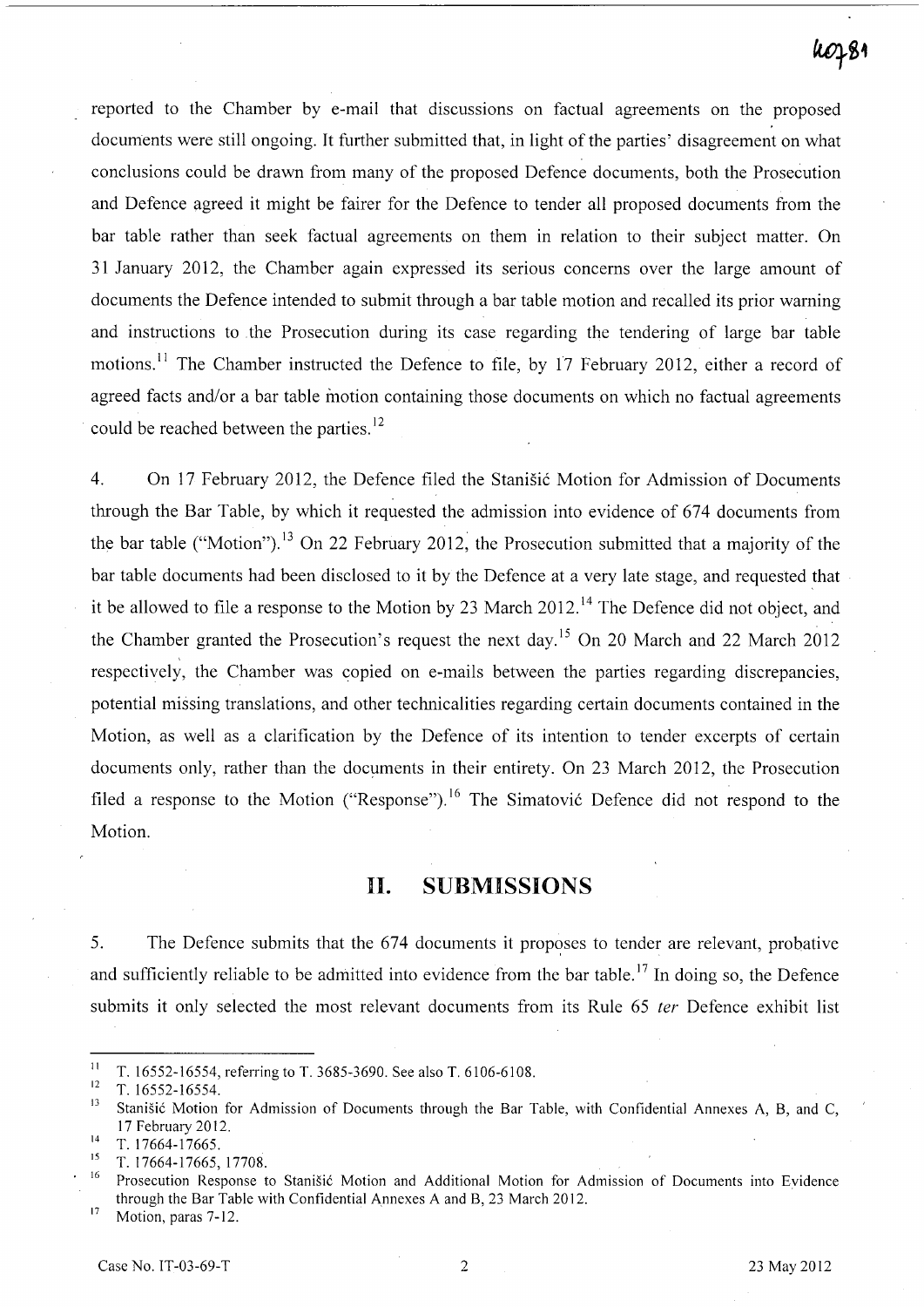reported to the Chamber by e-mail that discussions on factual agreements on the proposed documents were still ongoing. It further submitted that, in light of the parties' disagreement on what conclusions could be drawn from many of the proposed Defence documents, both the Prosecution and Defence agreed it might be fairer for the Defence to tender all proposed documents from the bar table rather than seek factual agreements on them in relation to their subject matter. On 31 January 2012, the Chamber again expressed its serious concerns over the large amount of documents the Defence intended to submit through a bar table motion and recalled its prior warning and instructions to the Prosecution during its case regarding the tendering of large bar table motions.[11] The Chamber instructed the Defence to file, by 17 February 2012, either a record of agreed facts and/or a bar table motion containing those documents on which no factual agreements could be reached between the parties.[12]

4. On 17 February 2012, the Defence filed the Stanišić Motion for Admission of Documents through the Bar Table, by which it requested the admission into evidence of 674 documents from the bar table ("Motion").[13] On 22 February 2012, the Prosecution submitted that a majority of the bar table documents had been disclosed to it by the Defence at a very late stage, and requested that it be allowed to file a response to the Motion by 23 March 2012.[14] The Defence did not object, and the Chamber granted the Prosecution's request the next day.[15] On 20 March and 22 March 2012 respectively, the Chamber was copied on e-mails between the parties regarding discrepancies, potential missing translations, and other technicalities regarding certain documents contained in the Motion, as well as a clarification by the Defence of its intention to tender excerpts of certain documents only, rather than the documents in their entirety. On 23 March 2012, the Prosecution filed a response to the Motion ("Response").[16] The Simatović Defence did not respond to the Motion.

## II. SUBMISSIONS

5. The Defence submits that the 674 documents it proposes to tender are relevant, probative and sufficiently reliable to be admitted into evidence from the bar table.[17] In doing so, the Defence submits it only selected the most relevant documents from its Rule 65 *ter* Defence exhibit list

---

[11] T. 16552-16554, referring to T. 3685-3690. See also T. 6106-6108.

[12] T. 16552-16554.

[13] Stanišić Motion for Admission of Documents through the Bar Table, with Confidential Annexes A, B, and C, 17 February 2012.

[14] T. 17664-17665.

[15] T. 17664-17665, 17708.

[16] Prosecution Response to Stanišić Motion and Additional Motion for Admission of Documents into Evidence through the Bar Table with Confidential Annexes A and B, 23 March 2012.

[17] Motion, paras 7-12.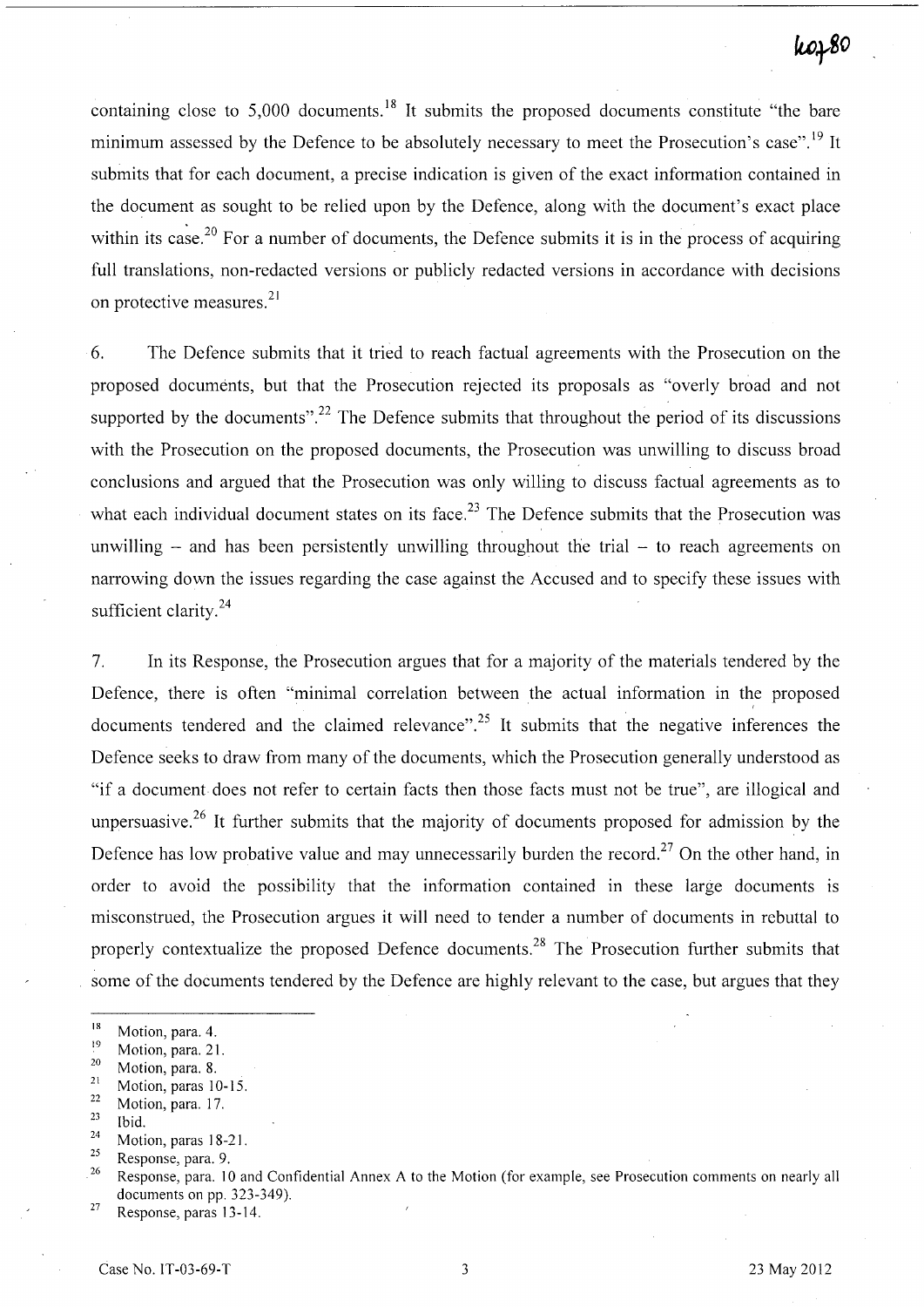containing close to 5,000 documents.[18] It submits the proposed documents constitute "the bare minimum assessed by the Defence to be absolutely necessary to meet the Prosecution's case".[19] It submits that for each document, a precise indication is given of the exact information contained in the document as sought to be relied upon by the Defence, along with the document's exact place within its case.[20] For a number of documents, the Defence submits it is in the process of acquiring full translations, non-redacted versions or publicly redacted versions in accordance with decisions on protective measures.[21]

6. The Defence submits that it tried to reach factual agreements with the Prosecution on the proposed documents, but that the Prosecution rejected its proposals as "overly broad and not supported by the documents".[22] The Defence submits that throughout the period of its discussions with the Prosecution on the proposed documents, the Prosecution was unwilling to discuss broad conclusions and argued that the Prosecution was only willing to discuss factual agreements as to what each individual document states on its face.[23] The Defence submits that the Prosecution was unwilling – and has been persistently unwilling throughout the trial – to reach agreements on narrowing down the issues regarding the case against the Accused and to specify these issues with sufficient clarity.[24]

7. In its Response, the Prosecution argues that for a majority of the materials tendered by the Defence, there is often "minimal correlation between the actual information in the proposed documents tendered and the claimed relevance".[25] It submits that the negative inferences the Defence seeks to draw from many of the documents, which the Prosecution generally understood as "if a document does not refer to certain facts then those facts must not be true", are illogical and unpersuasive.[26] It further submits that the majority of documents proposed for admission by the Defence has low probative value and may unnecessarily burden the record.[27] On the other hand, in order to avoid the possibility that the information contained in these large documents is misconstrued, the Prosecution argues it will need to tender a number of documents in rebuttal to properly contextualize the proposed Defence documents.[28] The Prosecution further submits that some of the documents tendered by the Defence are highly relevant to the case, but argues that they

---

[18] Motion, para. 4.

[19] Motion, para. 21.

[20] Motion, para. 8.

[21] Motion, paras 10-15.

[22] Motion, para. 17.

[23] Ibid.

[24] Motion, paras 18-21.

[25] Response, para. 9.

[26] Response, para. 10 and Confidential Annex A to the Motion (for example, see Prosecution comments on nearly all documents on pp. 323-349).

[27] Response, paras 13-14.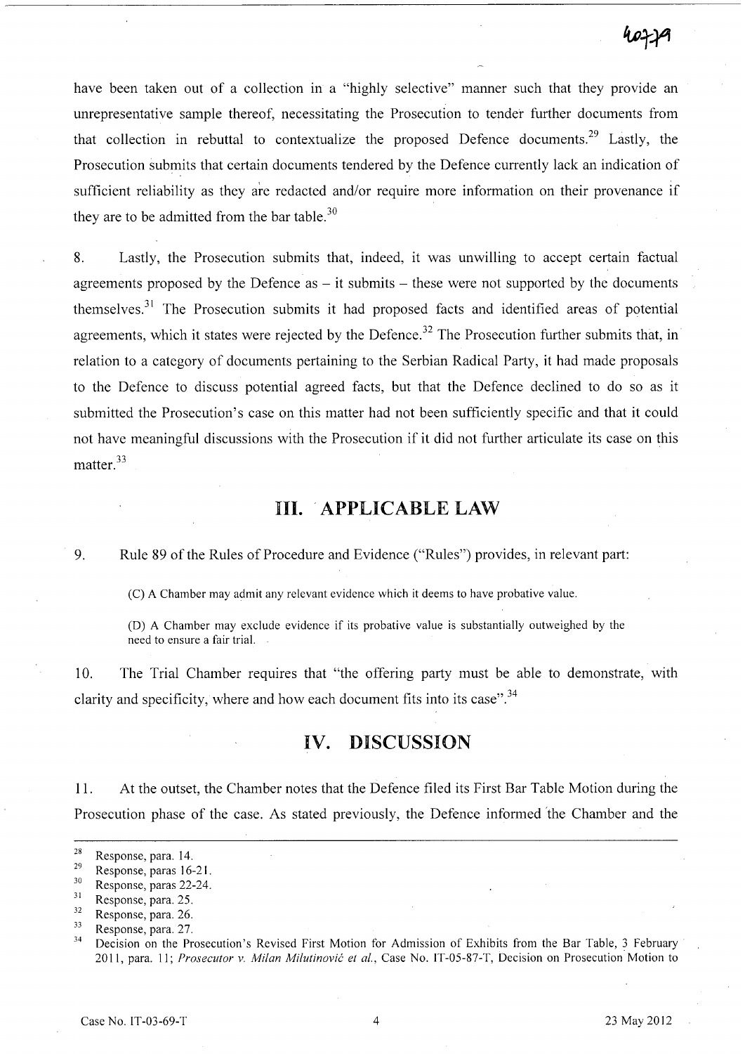have been taken out of a collection in a "highly selective" manner such that they provide an unrepresentative sample thereof, necessitating the Prosecution to tender further documents from that collection in rebuttal to contextualize the proposed Defence documents.[29] Lastly, the Prosecution submits that certain documents tendered by the Defence currently lack an indication of sufficient reliability as they are redacted and/or require more information on their provenance if they are to be admitted from the bar table.[30]

8. Lastly, the Prosecution submits that, indeed, it was unwilling to accept certain factual agreements proposed by the Defence as – it submits – these were not supported by the documents themselves.[31] The Prosecution submits it had proposed facts and identified areas of potential agreements, which it states were rejected by the Defence.[32] The Prosecution further submits that, in relation to a category of documents pertaining to the Serbian Radical Party, it had made proposals to the Defence to discuss potential agreed facts, but that the Defence declined to do so as it submitted the Prosecution's case on this matter had not been sufficiently specific and that it could not have meaningful discussions with the Prosecution if it did not further articulate its case on this matter.[33]

# III. APPLICABLE LAW

9. Rule 89 of the Rules of Procedure and Evidence ("Rules") provides, in relevant part:

> (C) A Chamber may admit any relevant evidence which it deems to have probative value.
>
> (D) A Chamber may exclude evidence if its probative value is substantially outweighed by the need to ensure a fair trial.

10. The Trial Chamber requires that "the offering party must be able to demonstrate, with clarity and specificity, where and how each document fits into its case".[34]

# IV. DISCUSSION

11. At the outset, the Chamber notes that the Defence filed its First Bar Table Motion during the Prosecution phase of the case. As stated previously, the Defence informed the Chamber and the

---

[28] Response, para. 14.

[29] Response, paras 16-21.

[30] Response, paras 22-24.

[31] Response, para. 25.

[32] Response, para. 26.

[33] Response, para. 27.

[34] Decision on the Prosecution's Revised First Motion for Admission of Exhibits from the Bar Table, 3 February 2011, para. 11; *Prosecutor v. Milan Milutinović et al.*, Case No. IT-05-87-T, Decision on Prosecution Motion to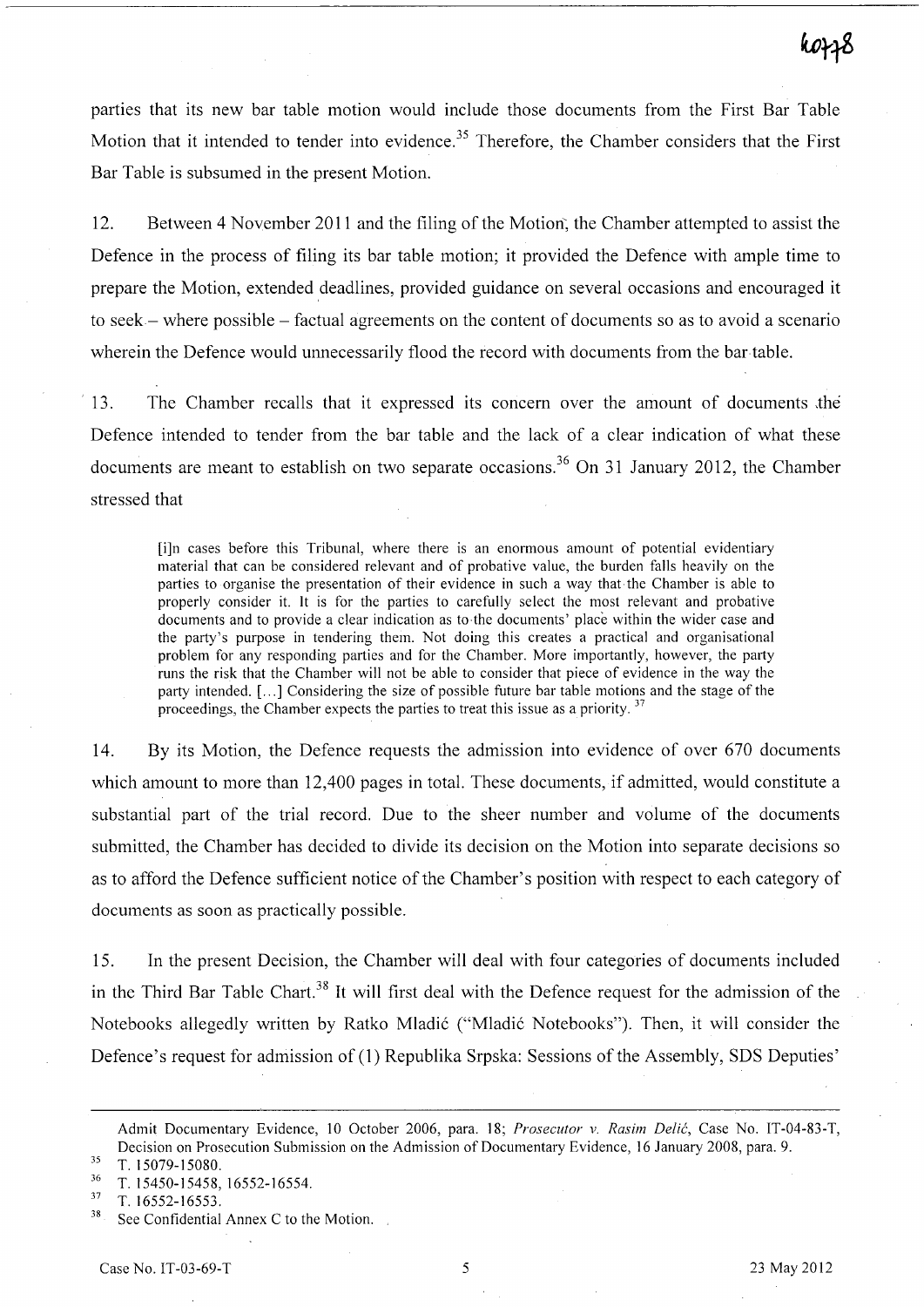parties that its new bar table motion would include those documents from the First Bar Table Motion that it intended to tender into evidence.[35] Therefore, the Chamber considers that the First Bar Table is subsumed in the present Motion.

12. Between 4 November 2011 and the filing of the Motion, the Chamber attempted to assist the Defence in the process of filing its bar table motion; it provided the Defence with ample time to prepare the Motion, extended deadlines, provided guidance on several occasions and encouraged it to seek – where possible – factual agreements on the content of documents so as to avoid a scenario wherein the Defence would unnecessarily flood the record with documents from the bar table.

13. The Chamber recalls that it expressed its concern over the amount of documents the Defence intended to tender from the bar table and the lack of a clear indication of what these documents are meant to establish on two separate occasions.[36] On 31 January 2012, the Chamber stressed that

> [i]n cases before this Tribunal, where there is an enormous amount of potential evidentiary material that can be considered relevant and of probative value, the burden falls heavily on the parties to organise the presentation of their evidence in such a way that the Chamber is able to properly consider it. It is for the parties to carefully select the most relevant and probative documents and to provide a clear indication as to the documents' place within the wider case and the party's purpose in tendering them. Not doing this creates a practical and organisational problem for any responding parties and for the Chamber. More importantly, however, the party runs the risk that the Chamber will not be able to consider that piece of evidence in the way the party intended. [...] Considering the size of possible future bar table motions and the stage of the proceedings, the Chamber expects the parties to treat this issue as a priority.[37]

14. By its Motion, the Defence requests the admission into evidence of over 670 documents which amount to more than 12,400 pages in total. These documents, if admitted, would constitute a substantial part of the trial record. Due to the sheer number and volume of the documents submitted, the Chamber has decided to divide its decision on the Motion into separate decisions so as to afford the Defence sufficient notice of the Chamber's position with respect to each category of documents as soon as practically possible.

15. In the present Decision, the Chamber will deal with four categories of documents included in the Third Bar Table Chart.[38] It will first deal with the Defence request for the admission of the Notebooks allegedly written by Ratko Mladić ("Mladić Notebooks"). Then, it will consider the Defence's request for admission of (1) Republika Srpska: Sessions of the Assembly, SDS Deputies'

---

Admit Documentary Evidence, 10 October 2006, para. 18; *Prosecutor v. Rasim Delić*, Case No. IT-04-83-T, Decision on Prosecution Submission on the Admission of Documentary Evidence, 16 January 2008, para. 9.

[35] T. 15079-15080.

[36] T. 15450-15458, 16552-16554.

[37] T. 16552-16553.

[38] See Confidential Annex C to the Motion.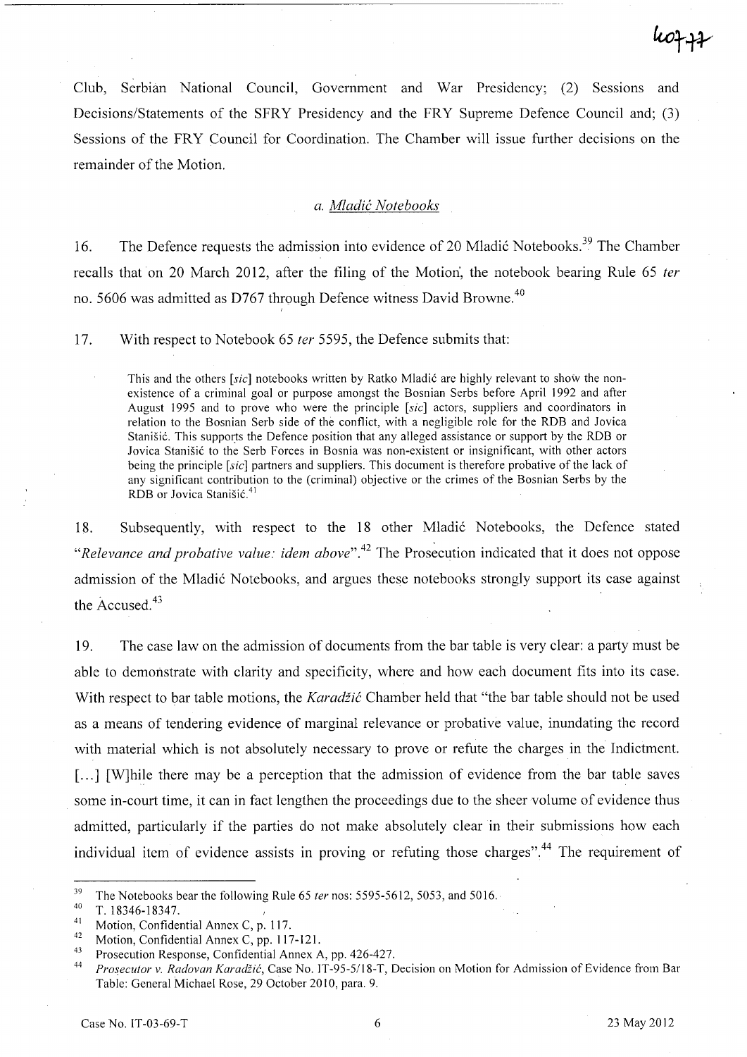Club, Serbian National Council, Government and War Presidency; (2) Sessions and Decisions/Statements of the SFRY Presidency and the FRY Supreme Defence Council and; (3) Sessions of the FRY Council for Coordination. The Chamber will issue further decisions on the remainder of the Motion.

### *a. Mladić Notebooks*

16. The Defence requests the admission into evidence of 20 Mladić Notebooks.[39] The Chamber recalls that on 20 March 2012, after the filing of the Motion, the notebook bearing Rule 65 *ter* no. 5606 was admitted as D767 through Defence witness David Browne.[40]

17. With respect to Notebook 65 *ter* 5595, the Defence submits that:

> This and the others [*sic*] notebooks written by Ratko Mladić are highly relevant to show the non-existence of a criminal goal or purpose amongst the Bosnian Serbs before April 1992 and after August 1995 and to prove who were the principle [*sic*] actors, suppliers and coordinators in relation to the Bosnian Serb side of the conflict, with a negligible role for the RDB and Jovica Stanišić. This supports the Defence position that any alleged assistance or support by the RDB or Jovica Stanišić to the Serb Forces in Bosnia was non-existent or insignificant, with other actors being the principle [*sic*] partners and suppliers. This document is therefore probative of the lack of any significant contribution to the (criminal) objective or the crimes of the Bosnian Serbs by the RDB or Jovica Stanišić.[41]

18. Subsequently, with respect to the 18 other Mladić Notebooks, the Defence stated "*Relevance and probative value: idem above*".[42] The Prosecution indicated that it does not oppose admission of the Mladić Notebooks, and argues these notebooks strongly support its case against the Accused.[43]

19. The case law on the admission of documents from the bar table is very clear: a party must be able to demonstrate with clarity and specificity, where and how each document fits into its case. With respect to bar table motions, the *Karadžić* Chamber held that "the bar table should not be used as a means of tendering evidence of marginal relevance or probative value, inundating the record with material which is not absolutely necessary to prove or refute the charges in the Indictment. [...] [W]hile there may be a perception that the admission of evidence from the bar table saves some in-court time, it can in fact lengthen the proceedings due to the sheer volume of evidence thus admitted, particularly if the parties do not make absolutely clear in their submissions how each individual item of evidence assists in proving or refuting those charges".[44] The requirement of

---

[39] The Notebooks bear the following Rule 65 *ter* nos: 5595-5612, 5053, and 5016.

[40] T. 18346-18347.

[41] Motion, Confidential Annex C, p. 117.

[42] Motion, Confidential Annex C, pp. 117-121.

[43] Prosecution Response, Confidential Annex A, pp. 426-427.

[44] *Prosecutor v. Radovan Karadžić*, Case No. IT-95-5/18-T, Decision on Motion for Admission of Evidence from Bar Table: General Michael Rose, 29 October 2010, para. 9.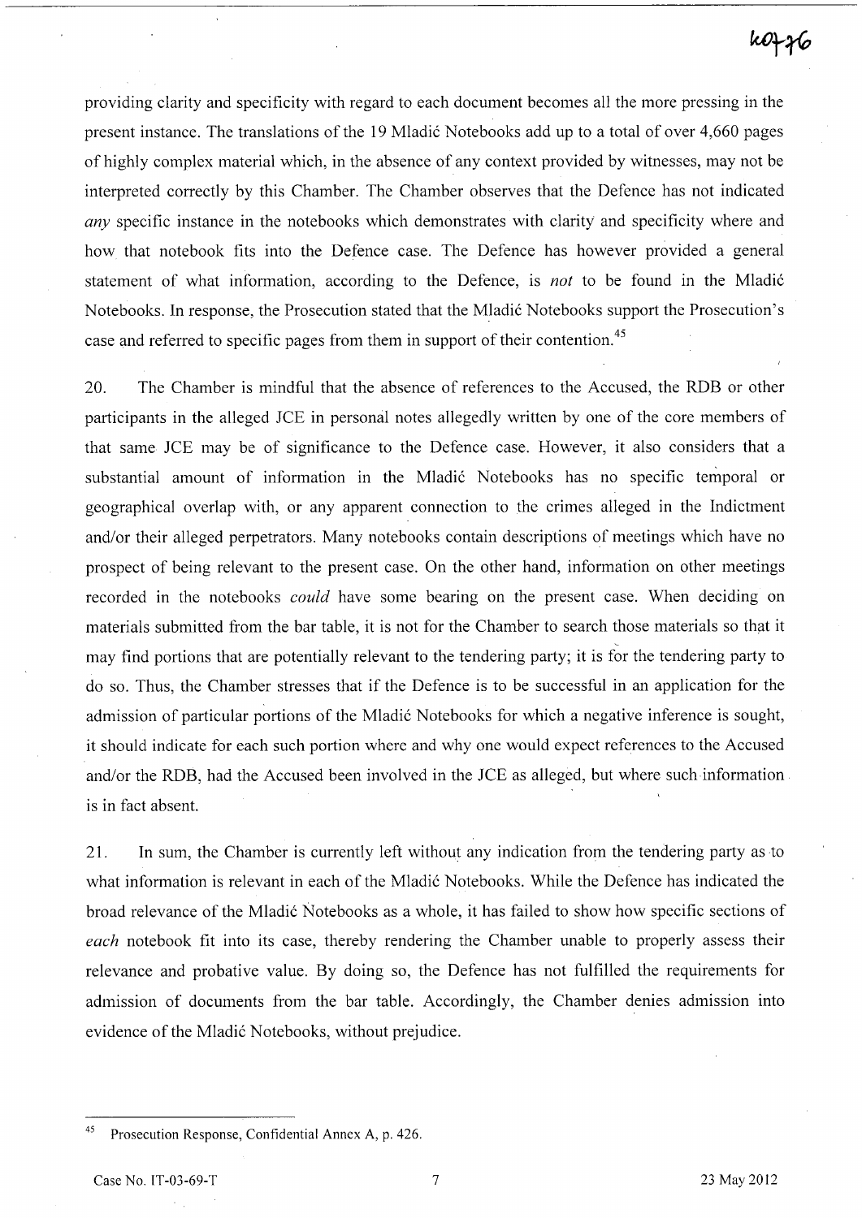providing clarity and specificity with regard to each document becomes all the more pressing in the present instance. The translations of the 19 Mladić Notebooks add up to a total of over 4,660 pages of highly complex material which, in the absence of any context provided by witnesses, may not be interpreted correctly by this Chamber. The Chamber observes that the Defence has not indicated *any* specific instance in the notebooks which demonstrates with clarity and specificity where and how that notebook fits into the Defence case. The Defence has however provided a general statement of what information, according to the Defence, is *not* to be found in the Mladić Notebooks. In response, the Prosecution stated that the Mladić Notebooks support the Prosecution's case and referred to specific pages from them in support of their contention.[45]

20. The Chamber is mindful that the absence of references to the Accused, the RDB or other participants in the alleged JCE in personal notes allegedly written by one of the core members of that same JCE may be of significance to the Defence case. However, it also considers that a substantial amount of information in the Mladić Notebooks has no specific temporal or geographical overlap with, or any apparent connection to the crimes alleged in the Indictment and/or their alleged perpetrators. Many notebooks contain descriptions of meetings which have no prospect of being relevant to the present case. On the other hand, information on other meetings recorded in the notebooks *could* have some bearing on the present case. When deciding on materials submitted from the bar table, it is not for the Chamber to search those materials so that it may find portions that are potentially relevant to the tendering party; it is for the tendering party to do so. Thus, the Chamber stresses that if the Defence is to be successful in an application for the admission of particular portions of the Mladić Notebooks for which a negative inference is sought, it should indicate for each such portion where and why one would expect references to the Accused and/or the RDB, had the Accused been involved in the JCE as alleged, but where such information is in fact absent.

21. In sum, the Chamber is currently left without any indication from the tendering party as to what information is relevant in each of the Mladić Notebooks. While the Defence has indicated the broad relevance of the Mladić Notebooks as a whole, it has failed to show how specific sections of *each* notebook fit into its case, thereby rendering the Chamber unable to properly assess their relevance and probative value. By doing so, the Defence has not fulfilled the requirements for admission of documents from the bar table. Accordingly, the Chamber denies admission into evidence of the Mladić Notebooks, without prejudice.

---

[45] Prosecution Response, Confidential Annex A, p. 426.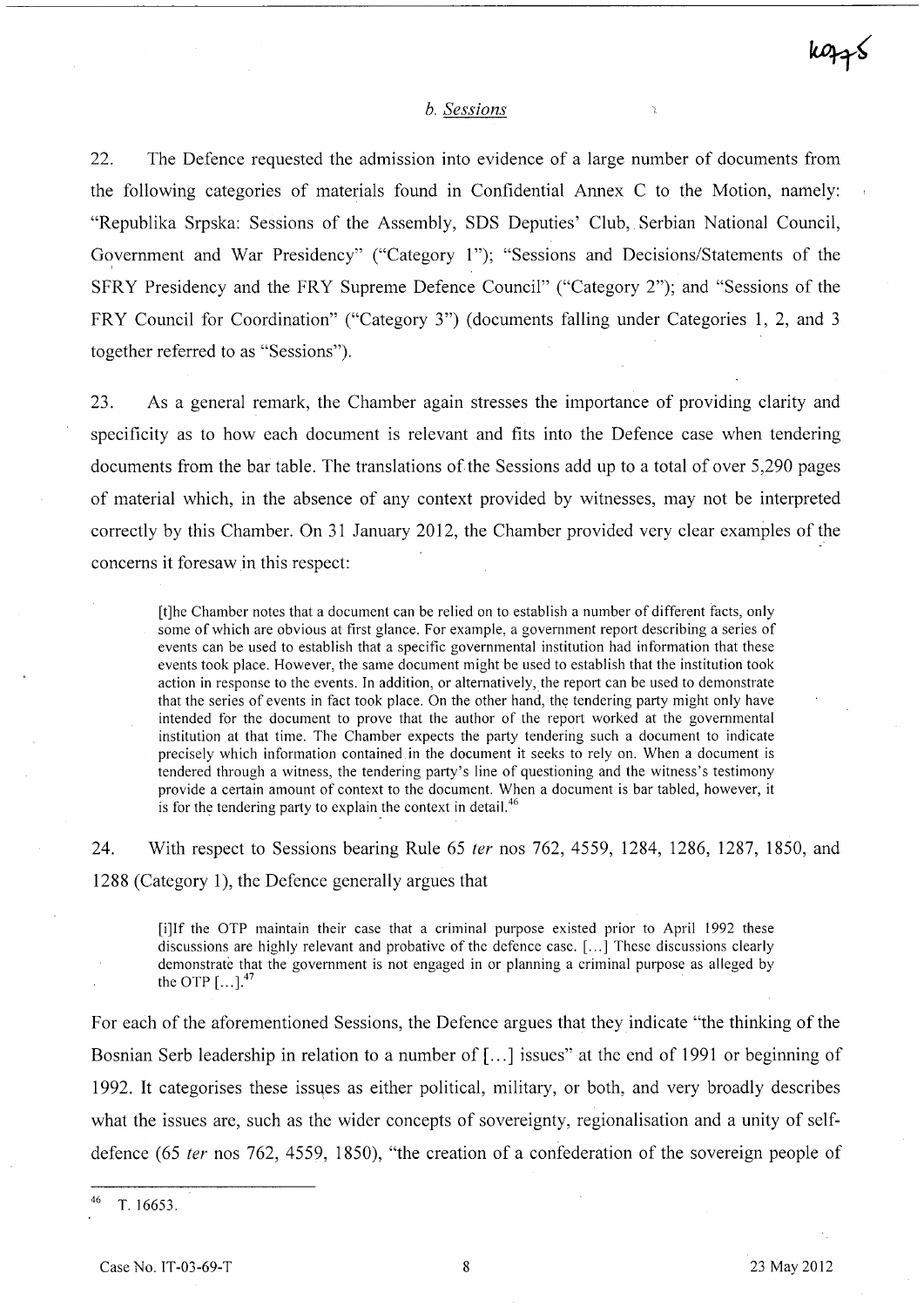### *b. Sessions*

22. The Defence requested the admission into evidence of a large number of documents from the following categories of materials found in Confidential Annex C to the Motion, namely: "Republika Srpska: Sessions of the Assembly, SDS Deputies' Club, Serbian National Council, Government and War Presidency" ("Category 1"); "Sessions and Decisions/Statements of the SFRY Presidency and the FRY Supreme Defence Council" ("Category 2"); and "Sessions of the FRY Council for Coordination" ("Category 3") (documents falling under Categories 1, 2, and 3 together referred to as "Sessions").

23. As a general remark, the Chamber again stresses the importance of providing clarity and specificity as to how each document is relevant and fits into the Defence case when tendering documents from the bar table. The translations of the Sessions add up to a total of over 5,290 pages of material which, in the absence of any context provided by witnesses, may not be interpreted correctly by this Chamber. On 31 January 2012, the Chamber provided very clear examples of the concerns it foresaw in this respect:

> [t]he Chamber notes that a document can be relied on to establish a number of different facts, only some of which are obvious at first glance. For example, a government report describing a series of events can be used to establish that a specific governmental institution had information that these events took place. However, the same document might be used to establish that the institution took action in response to the events. In addition, or alternatively, the report can be used to demonstrate that the series of events in fact took place. On the other hand, the tendering party might only have intended for the document to prove that the author of the report worked at the governmental institution at that time. The Chamber expects the party tendering such a document to indicate precisely which information contained in the document it seeks to rely on. When a document is tendered through a witness, the tendering party's line of questioning and the witness's testimony provide a certain amount of context to the document. When a document is bar tabled, however, it is for the tendering party to explain the context in detail.[46]

24. With respect to Sessions bearing Rule 65 *ter* nos 762, 4559, 1284, 1286, 1287, 1850, and 1288 (Category 1), the Defence generally argues that

> [i]If the OTP maintain their case that a criminal purpose existed prior to April 1992 these discussions are highly relevant and probative of the defence case. [...] These discussions clearly demonstrate that the government is not engaged in or planning a criminal purpose as alleged by the OTP [...].[47]

For each of the aforementioned Sessions, the Defence argues that they indicate "the thinking of the Bosnian Serb leadership in relation to a number of [...] issues" at the end of 1991 or beginning of 1992. It categorises these issues as either political, military, or both, and very broadly describes what the issues are, such as the wider concepts of sovereignty, regionalisation and a unity of self-defence (65 *ter* nos 762, 4559, 1850), "the creation of a confederation of the sovereign people of

---

[46] T. 16653.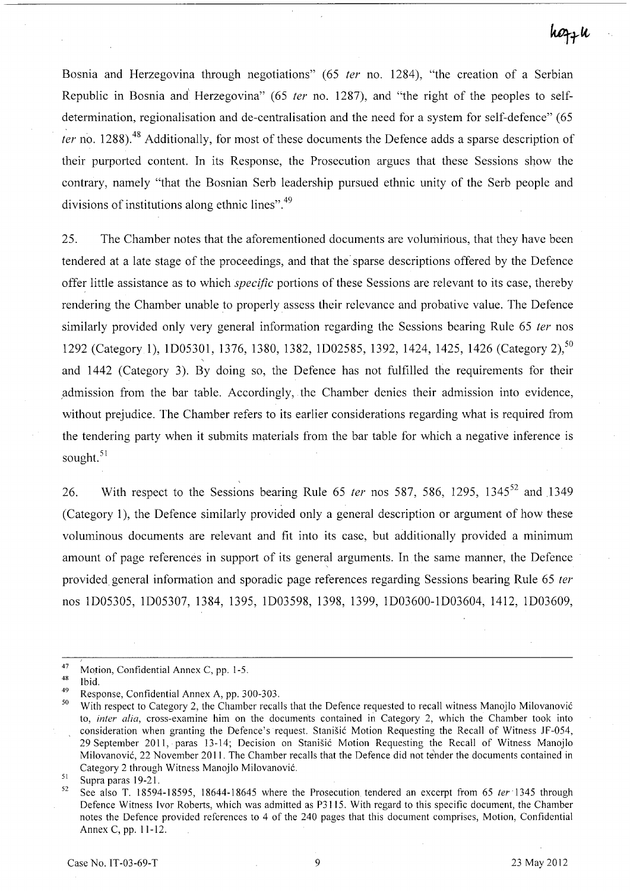Bosnia and Herzegovina through negotiations" (65 *ter* no. 1284), "the creation of a Serbian Republic in Bosnia and Herzegovina" (65 *ter* no. 1287), and "the right of the peoples to self-determination, regionalisation and de-centralisation and the need for a system for self-defence" (65 *ter* no. 1288).[48] Additionally, for most of these documents the Defence adds a sparse description of their purported content. In its Response, the Prosecution argues that these Sessions show the contrary, namely "that the Bosnian Serb leadership pursued ethnic unity of the Serb people and divisions of institutions along ethnic lines".[49]

25. The Chamber notes that the aforementioned documents are voluminous, that they have been tendered at a late stage of the proceedings, and that the sparse descriptions offered by the Defence offer little assistance as to which *specific* portions of these Sessions are relevant to its case, thereby rendering the Chamber unable to properly assess their relevance and probative value. The Defence similarly provided only very general information regarding the Sessions bearing Rule 65 *ter* nos 1292 (Category 1), 1D05301, 1376, 1380, 1382, 1D02585, 1392, 1424, 1425, 1426 (Category 2),[50] and 1442 (Category 3). By doing so, the Defence has not fulfilled the requirements for their admission from the bar table. Accordingly, the Chamber denies their admission into evidence, without prejudice. The Chamber refers to its earlier considerations regarding what is required from the tendering party when it submits materials from the bar table for which a negative inference is sought.[51]

26. With respect to the Sessions bearing Rule 65 *ter* nos 587, 586, 1295, 1345[52] and 1349 (Category 1), the Defence similarly provided only a general description or argument of how these voluminous documents are relevant and fit into its case, but additionally provided a minimum amount of page references in support of its general arguments. In the same manner, the Defence provided general information and sporadic page references regarding Sessions bearing Rule 65 *ter* nos 1D05305, 1D05307, 1384, 1395, 1D03598, 1398, 1399, 1D03600-1D03604, 1412, 1D03609,

---

[47] Motion, Confidential Annex C, pp. 1-5.

[48] Ibid.

[49] Response, Confidential Annex A, pp. 300-303.

[50] With respect to Category 2, the Chamber recalls that the Defence requested to recall witness Manojlo Milovanović to, *inter alia*, cross-examine him on the documents contained in Category 2, which the Chamber took into consideration when granting the Defence's request. Stanišić Motion Requesting the Recall of Witness JF-054, 29 September 2011, paras 13-14; Decision on Stanišić Motion Requesting the Recall of Witness Manojlo Milovanović, 22 November 2011. The Chamber recalls that the Defence did not tender the documents contained in Category 2 through Witness Manojlo Milovanović.

[51] Supra paras 19-21.

[52] See also T. 18594-18595, 18644-18645 where the Prosecution tendered an excerpt from 65 *ter* 1345 through Defence Witness Ivor Roberts, which was admitted as P3115. With regard to this specific document, the Chamber notes the Defence provided references to 4 of the 240 pages that this document comprises, Motion, Confidential Annex C, pp. 11-12.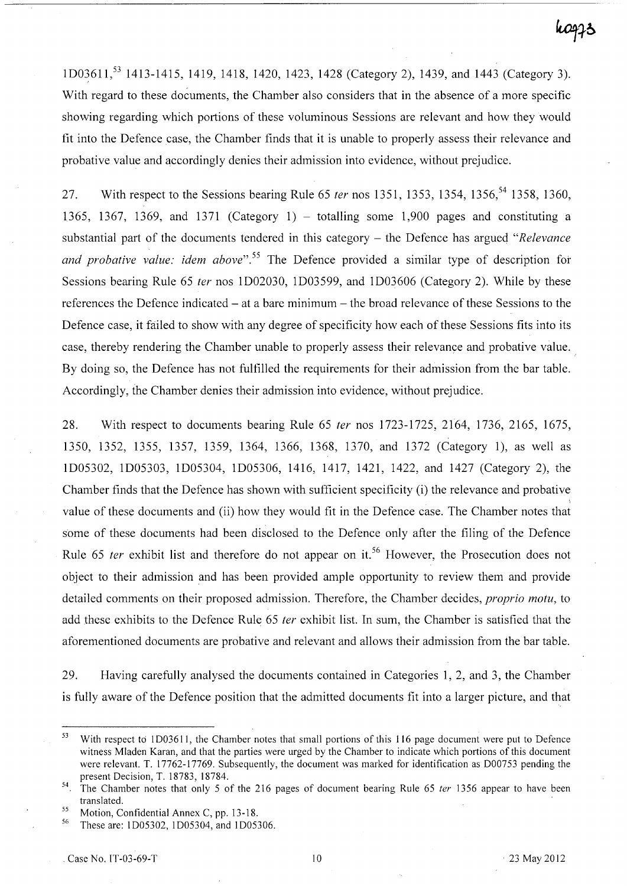1D03611,[53] 1413-1415, 1419, 1418, 1420, 1423, 1428 (Category 2), 1439, and 1443 (Category 3). With regard to these documents, the Chamber also considers that in the absence of a more specific showing regarding which portions of these voluminous Sessions are relevant and how they would fit into the Defence case, the Chamber finds that it is unable to properly assess their relevance and probative value and accordingly denies their admission into evidence, without prejudice.

27. With respect to the Sessions bearing Rule 65 *ter* nos 1351, 1353, 1354, 1356,[54] 1358, 1360, 1365, 1367, 1369, and 1371 (Category 1) – totalling some 1,900 pages and constituting a substantial part of the documents tendered in this category – the Defence has argued "*Relevance and probative value: idem above*".[55] The Defence provided a similar type of description for Sessions bearing Rule 65 *ter* nos 1D02030, 1D03599, and 1D03606 (Category 2). While by these references the Defence indicated – at a bare minimum – the broad relevance of these Sessions to the Defence case, it failed to show with any degree of specificity how each of these Sessions fits into its case, thereby rendering the Chamber unable to properly assess their relevance and probative value. By doing so, the Defence has not fulfilled the requirements for their admission from the bar table. Accordingly, the Chamber denies their admission into evidence, without prejudice.

28. With respect to documents bearing Rule 65 *ter* nos 1723-1725, 2164, 1736, 2165, 1675, 1350, 1352, 1355, 1357, 1359, 1364, 1366, 1368, 1370, and 1372 (Category 1), as well as 1D05302, 1D05303, 1D05304, 1D05306, 1416, 1417, 1421, 1422, and 1427 (Category 2), the Chamber finds that the Defence has shown with sufficient specificity (i) the relevance and probative value of these documents and (ii) how they would fit in the Defence case. The Chamber notes that some of these documents had been disclosed to the Defence only after the filing of the Defence Rule 65 *ter* exhibit list and therefore do not appear on it.[56] However, the Prosecution does not object to their admission and has been provided ample opportunity to review them and provide detailed comments on their proposed admission. Therefore, the Chamber decides, *proprio motu*, to add these exhibits to the Defence Rule 65 *ter* exhibit list. In sum, the Chamber is satisfied that the aforementioned documents are probative and relevant and allows their admission from the bar table.

29. Having carefully analysed the documents contained in Categories 1, 2, and 3, the Chamber is fully aware of the Defence position that the admitted documents fit into a larger picture, and that

---

[53] With respect to 1D03611, the Chamber notes that small portions of this 116 page document were put to Defence witness Mladen Karan, and that the parties were urged by the Chamber to indicate which portions of this document were relevant. T. 17762-17769. Subsequently, the document was marked for identification as D00753 pending the present Decision, T. 18783, 18784.

[54] The Chamber notes that only 5 of the 216 pages of document bearing Rule 65 *ter* 1356 appear to have been translated.

[55] Motion, Confidential Annex C, pp. 13-18.

[56] These are: 1D05302, 1D05304, and 1D05306.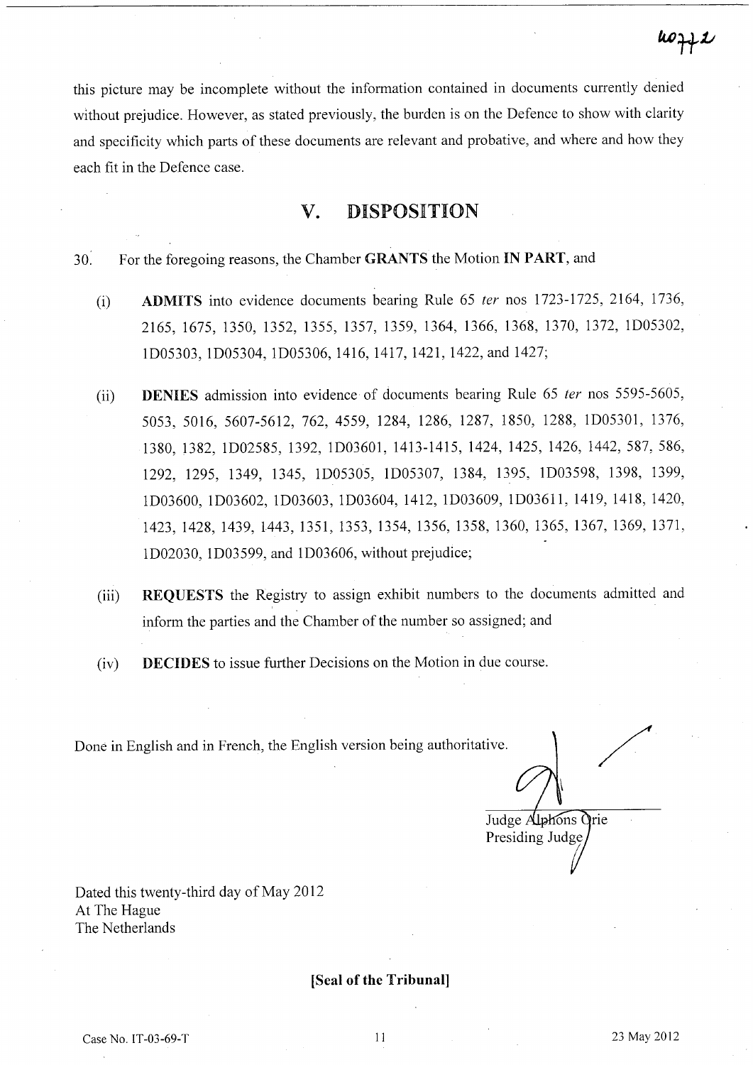this picture may be incomplete without the information contained in documents currently denied without prejudice. However, as stated previously, the burden is on the Defence to show with clarity and specificity which parts of these documents are relevant and probative, and where and how they each fit in the Defence case.

## V. DISPOSITION

30. For the foregoing reasons, the Chamber **GRANTS** the Motion **IN PART**, and

(i) **ADMITS** into evidence documents bearing Rule 65 *ter* nos 1723-1725, 2164, 1736, 2165, 1675, 1350, 1352, 1355, 1357, 1359, 1364, 1366, 1368, 1370, 1372, 1D05302, 1D05303, 1D05304, 1D05306, 1416, 1417, 1421, 1422, and 1427;

(ii) **DENIES** admission into evidence of documents bearing Rule 65 *ter* nos 5595-5605, 5053, 5016, 5607-5612, 762, 4559, 1284, 1286, 1287, 1850, 1288, 1D05301, 1376, 1380, 1382, 1D02585, 1392, 1D03601, 1413-1415, 1424, 1425, 1426, 1442, 587, 586, 1292, 1295, 1349, 1345, 1D05305, 1D05307, 1384, 1395, 1D03598, 1398, 1399, 1D03600, 1D03602, 1D03603, 1D03604, 1412, 1D03609, 1D03611, 1419, 1418, 1420, 1423, 1428, 1439, 1443, 1351, 1353, 1354, 1356, 1358, 1360, 1365, 1367, 1369, 1371, 1D02030, 1D03599, and 1D03606, without prejudice;

(iii) **REQUESTS** the Registry to assign exhibit numbers to the documents admitted and inform the parties and the Chamber of the number so assigned; and

(iv) **DECIDES** to issue further Decisions on the Motion in due course.

Done in English and in French, the English version being authoritative.

Judge Alphons Orie
Presiding Judge

Dated this twenty-third day of May 2012
At The Hague
The Netherlands

**[Seal of the Tribunal]**